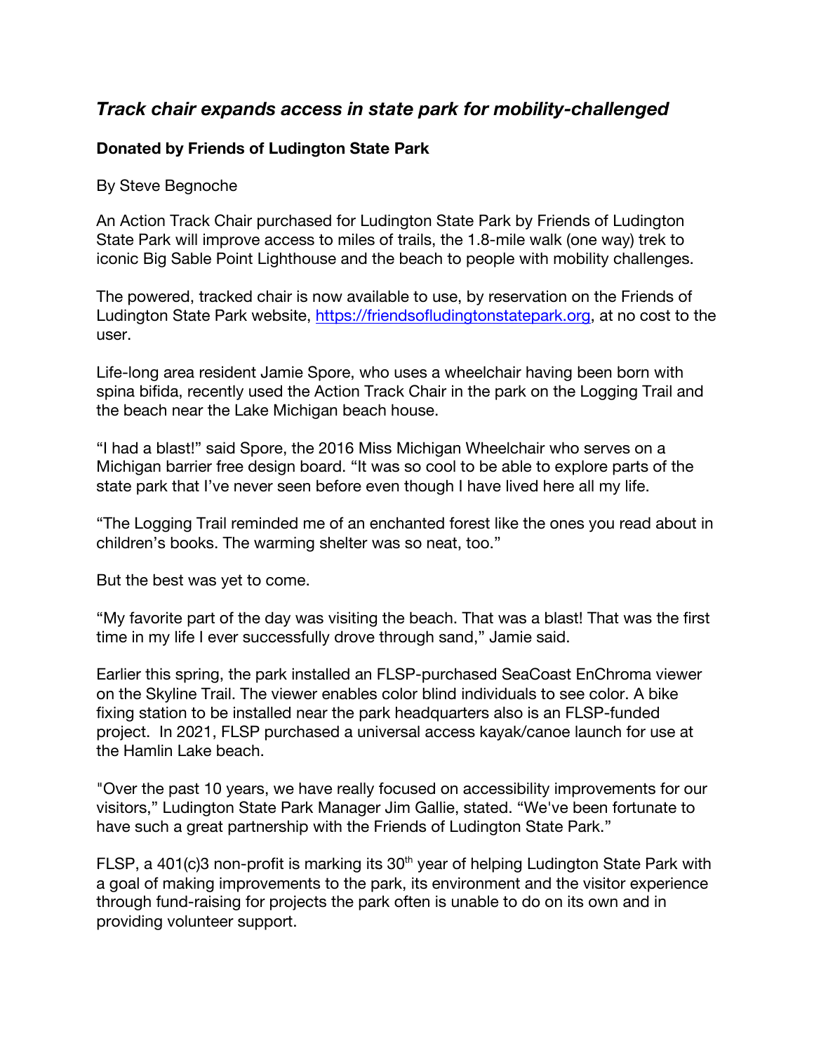## *Track chair expands access in state park for mobility-challenged*

**Donated by Friends of Ludington State Park**

By Steve Begnoche

An Action Track Chair purchased for Ludington State Park by Friends of Ludington State Park will improve access to miles of trails, the 1.8-mile walk (one way) trek to iconic Big Sable Point Lighthouse and the beach to people with mobility challenges.

The powered, tracked chair is now available to use, by reservation on the Friends of Ludington State Park website, https://friendsofludingtonstatepark.org, at no cost to the user.

Life-long area resident Jamie Spore, who uses a wheelchair having been born with spina bifida, recently used the Action Track Chair in the park on the Logging Trail and the beach near the Lake Michigan beach house.

"I had a blast!" said Spore, the 2016 Miss Michigan Wheelchair who serves on a Michigan barrier free design board. "It was so cool to be able to explore parts of the state park that I've never seen before even though I have lived here all my life.

"The Logging Trail reminded me of an enchanted forest like the ones you read about in children's books. The warming shelter was so neat, too."

But the best was yet to come.

"My favorite part of the day was visiting the beach. That was a blast! That was the first time in my life I ever successfully drove through sand," Jamie said.

Earlier this spring, the park installed an FLSP-purchased SeaCoast EnChroma viewer on the Skyline Trail. The viewer enables color blind individuals to see color. A bike fixing station to be installed near the park headquarters also is an FLSP-funded project. In 2021, FLSP purchased a universal access kayak/canoe launch for use at the Hamlin Lake beach.

"Over the past 10 years, we have really focused on accessibility improvements for our visitors," Ludington State Park Manager Jim Gallie, stated. "We've been fortunate to have such a great partnership with the Friends of Ludington State Park."

FLSP, a 401(c)3 non-profit is marking its 30th year of helping Ludington State Park with a goal of making improvements to the park, its environment and the visitor experience through fund-raising for projects the park often is unable to do on its own and in providing volunteer support.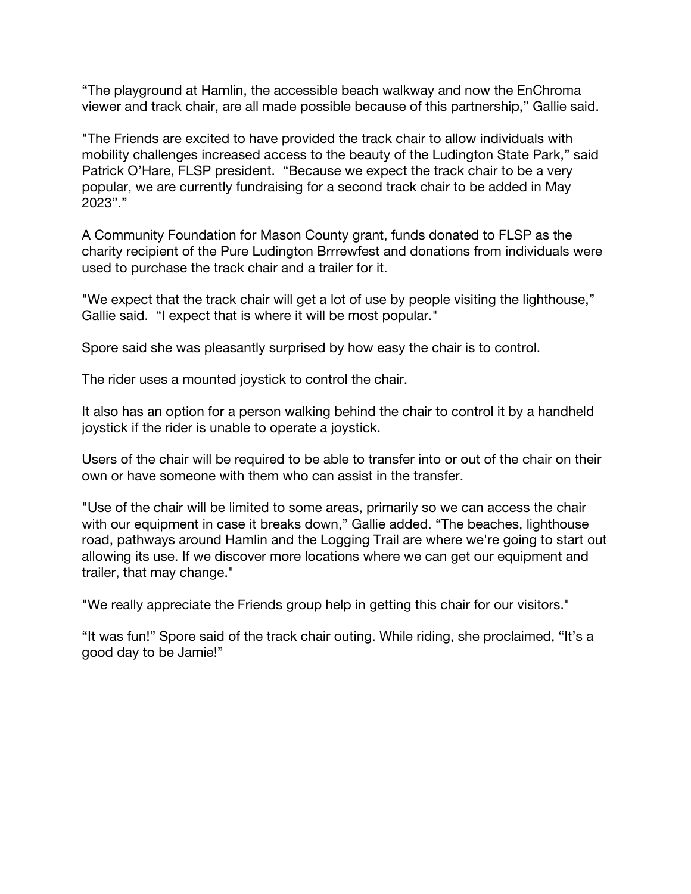“The playground at Hamlin, the accessible beach walkway and now the EnChroma viewer and track chair, are all made possible because of this partnership,” Gallie said.

"The Friends are excited to have provided the track chair to allow individuals with mobility challenges increased access to the beauty of the Ludington State Park,” said Patrick O’Hare, FLSP president. “Because we expect the track chair to be a very popular, we are currently fundraising for a second track chair to be added in May 2023”.”

A Community Foundation for Mason County grant, funds donated to FLSP as the charity recipient of the Pure Ludington Brrrewfest and donations from individuals were used to purchase the track chair and a trailer for it.

"We expect that the track chair will get a lot of use by people visiting the lighthouse,” Gallie said. “I expect that is where it will be most popular."

Spore said she was pleasantly surprised by how easy the chair is to control.

The rider uses a mounted joystick to control the chair.

It also has an option for a person walking behind the chair to control it by a handheld joystick if the rider is unable to operate a joystick.

Users of the chair will be required to be able to transfer into or out of the chair on their own or have someone with them who can assist in the transfer.

"Use of the chair will be limited to some areas, primarily so we can access the chair with our equipment in case it breaks down,” Gallie added. “The beaches, lighthouse road, pathways around Hamlin and the Logging Trail are where we're going to start out allowing its use. If we discover more locations where we can get our equipment and trailer, that may change."

"We really appreciate the Friends group help in getting this chair for our visitors."

“It was fun!” Spore said of the track chair outing. While riding, she proclaimed, “It’s a good day to be Jamie!”